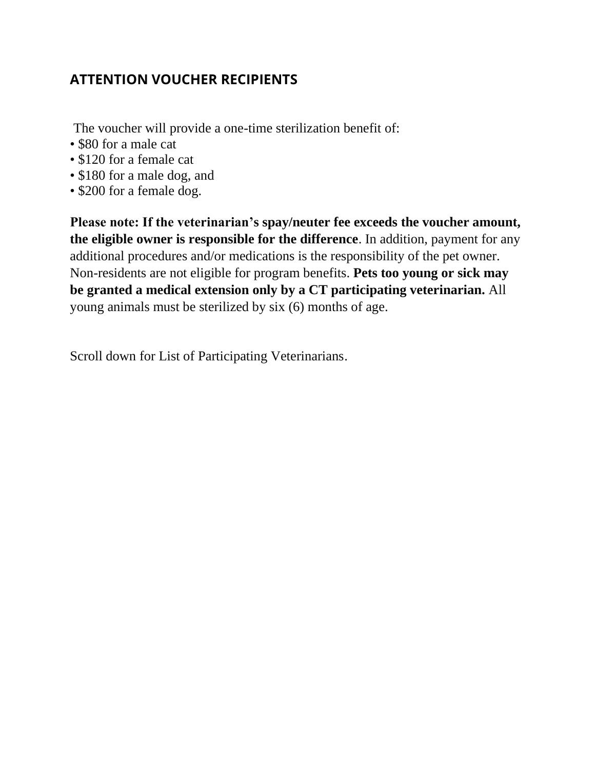## ATTENTION VOUCHER RECIPIENTS

The voucher will provide a one-time sterilization benefit of:

- $80 for a male cat
- $120 for a female cat
- $180 for a male dog, and
- $200 for a female dog.

**Please note: If the veterinarian's spay/neuter fee exceeds the voucher amount, the eligible owner is responsible for the difference**. In addition, payment for any additional procedures and/or medications is the responsibility of the pet owner. Non-residents are not eligible for program benefits. **Pets too young or sick may be granted a medical extension only by a CT participating veterinarian.** All young animals must be sterilized by six (6) months of age.

Scroll down for List of Participating Veterinarians.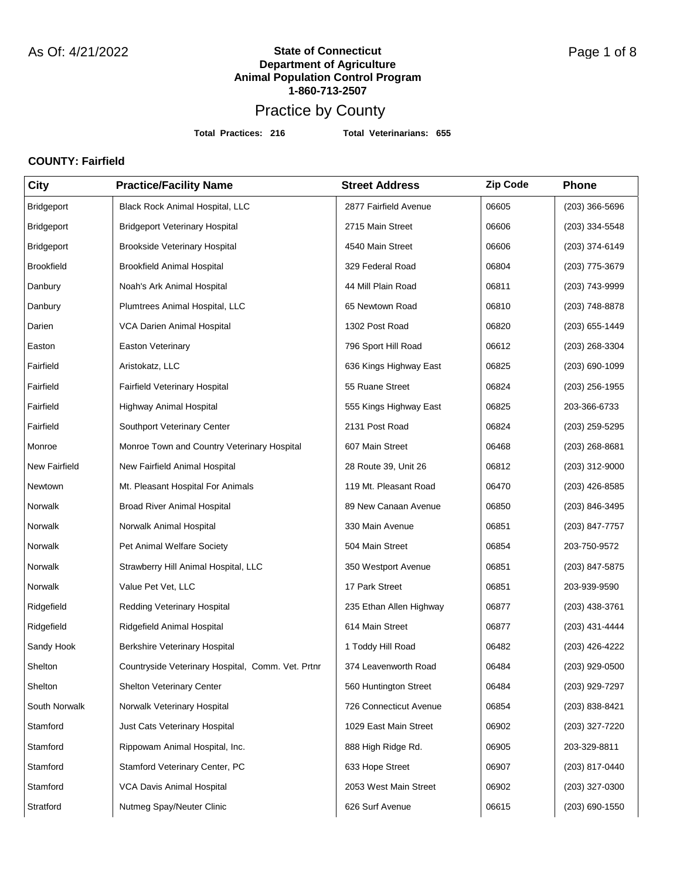As Of: 4/21/2022

**State of Connecticut**
**Department of Agriculture**
**Animal Population Control Program**
**1-860-713-2507**

# Practice by County

**Total Practices: 216** **Total Veterinarians: 655**

**COUNTY: Fairfield**

| City | Practice/Facility Name | Street Address | Zip Code | Phone |
|---|---|---|---|---|
| Bridgeport | Black Rock Animal Hospital, LLC | 2877 Fairfield Avenue | 06605 | (203) 366-5696 |
| Bridgeport | Bridgeport Veterinary Hospital | 2715 Main Street | 06606 | (203) 334-5548 |
| Bridgeport | Brookside Veterinary Hospital | 4540 Main Street | 06606 | (203) 374-6149 |
| Brookfield | Brookfield Animal Hospital | 329 Federal Road | 06804 | (203) 775-3679 |
| Danbury | Noah's Ark Animal Hospital | 44 Mill Plain Road | 06811 | (203) 743-9999 |
| Danbury | Plumtrees Animal Hospital, LLC | 65 Newtown Road | 06810 | (203) 748-8878 |
| Darien | VCA Darien Animal Hospital | 1302 Post Road | 06820 | (203) 655-1449 |
| Easton | Easton Veterinary | 796 Sport Hill Road | 06612 | (203) 268-3304 |
| Fairfield | Aristokatz, LLC | 636 Kings Highway East | 06825 | (203) 690-1099 |
| Fairfield | Fairfield Veterinary Hospital | 55 Ruane Street | 06824 | (203) 256-1955 |
| Fairfield | Highway Animal Hospital | 555 Kings Highway East | 06825 | 203-366-6733 |
| Fairfield | Southport Veterinary Center | 2131 Post Road | 06824 | (203) 259-5295 |
| Monroe | Monroe Town and Country Veterinary Hospital | 607 Main Street | 06468 | (203) 268-8681 |
| New Fairfield | New Fairfield Animal Hospital | 28 Route 39, Unit 26 | 06812 | (203) 312-9000 |
| Newtown | Mt. Pleasant Hospital For Animals | 119 Mt. Pleasant Road | 06470 | (203) 426-8585 |
| Norwalk | Broad River Animal Hospital | 89 New Canaan Avenue | 06850 | (203) 846-3495 |
| Norwalk | Norwalk Animal Hospital | 330 Main Avenue | 06851 | (203) 847-7757 |
| Norwalk | Pet Animal Welfare Society | 504 Main Street | 06854 | 203-750-9572 |
| Norwalk | Strawberry Hill Animal Hospital, LLC | 350 Westport Avenue | 06851 | (203) 847-5875 |
| Norwalk | Value Pet Vet, LLC | 17 Park Street | 06851 | 203-939-9590 |
| Ridgefield | Redding Veterinary Hospital | 235 Ethan Allen Highway | 06877 | (203) 438-3761 |
| Ridgefield | Ridgefield Animal Hospital | 614 Main Street | 06877 | (203) 431-4444 |
| Sandy Hook | Berkshire Veterinary Hospital | 1 Toddy Hill Road | 06482 | (203) 426-4222 |
| Shelton | Countryside Veterinary Hospital, Comm. Vet. Prtnr | 374 Leavenworth Road | 06484 | (203) 929-0500 |
| Shelton | Shelton Veterinary Center | 560 Huntington Street | 06484 | (203) 929-7297 |
| South Norwalk | Norwalk Veterinary Hospital | 726 Connecticut Avenue | 06854 | (203) 838-8421 |
| Stamford | Just Cats Veterinary Hospital | 1029 East Main Street | 06902 | (203) 327-7220 |
| Stamford | Rippowam Animal Hospital, Inc. | 888 High Ridge Rd. | 06905 | 203-329-8811 |
| Stamford | Stamford Veterinary Center, PC | 633 Hope Street | 06907 | (203) 817-0440 |
| Stamford | VCA Davis Animal Hospital | 2053 West Main Street | 06902 | (203) 327-0300 |
| Stratford | Nutmeg Spay/Neuter Clinic | 626 Surf Avenue | 06615 | (203) 690-1550 |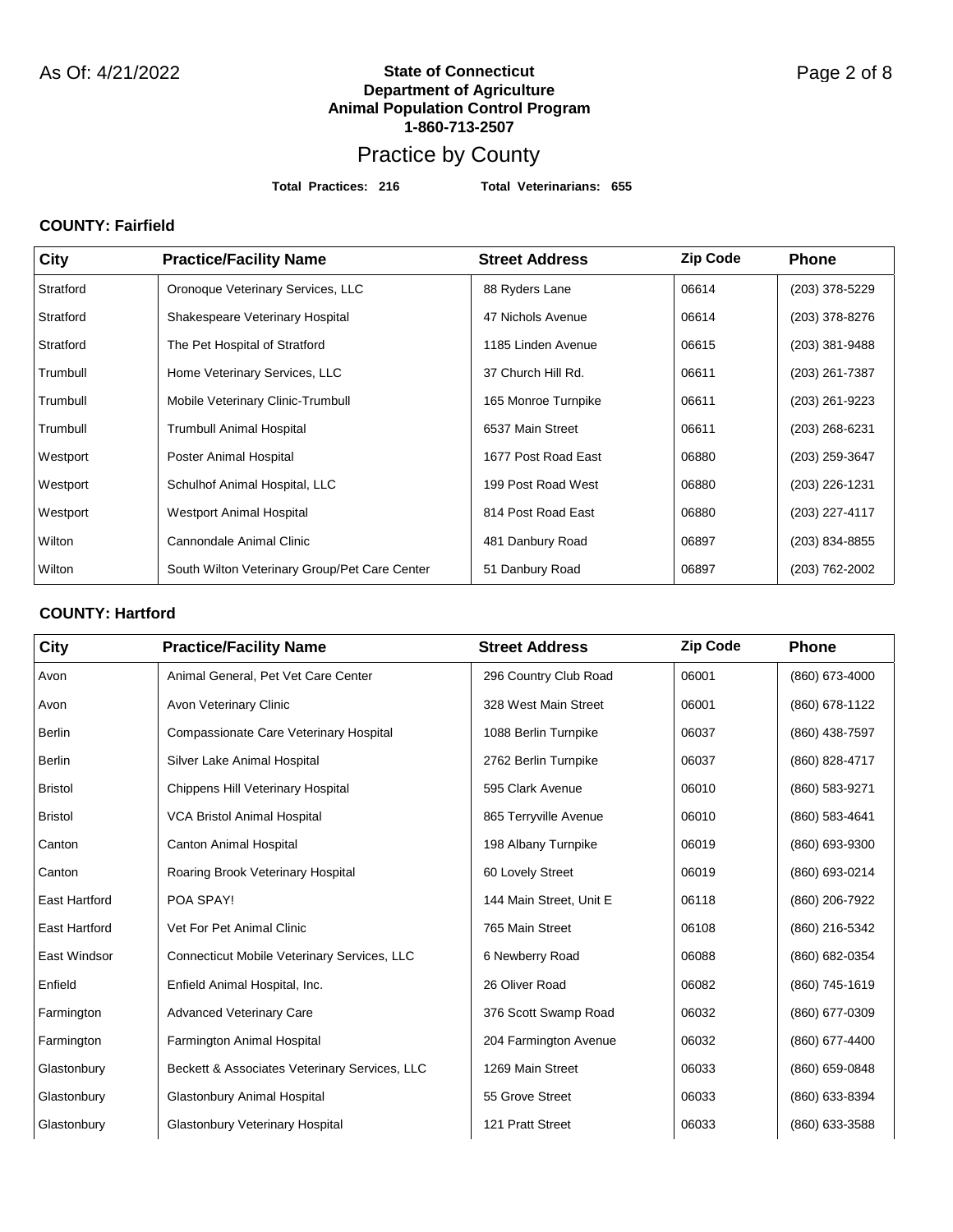**State of Connecticut**
**Department of Agriculture**
**Animal Population Control Program**
**1-860-713-2507**

# Practice by County

**Total Practices: 216** **Total Veterinarians: 655**

### COUNTY: Fairfield

| City | Practice/Facility Name | Street Address | Zip Code | Phone |
|---|---|---|---|---|
| Stratford | Oronoque Veterinary Services, LLC | 88 Ryders Lane | 06614 | (203) 378-5229 |
| Stratford | Shakespeare Veterinary Hospital | 47 Nichols Avenue | 06614 | (203) 378-8276 |
| Stratford | The Pet Hospital of Stratford | 1185 Linden Avenue | 06615 | (203) 381-9488 |
| Trumbull | Home Veterinary Services, LLC | 37 Church Hill Rd. | 06611 | (203) 261-7387 |
| Trumbull | Mobile Veterinary Clinic-Trumbull | 165 Monroe Turnpike | 06611 | (203) 261-9223 |
| Trumbull | Trumbull Animal Hospital | 6537 Main Street | 06611 | (203) 268-6231 |
| Westport | Poster Animal Hospital | 1677 Post Road East | 06880 | (203) 259-3647 |
| Westport | Schulhof Animal Hospital, LLC | 199 Post Road West | 06880 | (203) 226-1231 |
| Westport | Westport Animal Hospital | 814 Post Road East | 06880 | (203) 227-4117 |
| Wilton | Cannondale Animal Clinic | 481 Danbury Road | 06897 | (203) 834-8855 |
| Wilton | South Wilton Veterinary Group/Pet Care Center | 51 Danbury Road | 06897 | (203) 762-2002 |

### COUNTY: Hartford

| City | Practice/Facility Name | Street Address | Zip Code | Phone |
|---|---|---|---|---|
| Avon | Animal General, Pet Vet Care Center | 296 Country Club Road | 06001 | (860) 673-4000 |
| Avon | Avon Veterinary Clinic | 328 West Main Street | 06001 | (860) 678-1122 |
| Berlin | Compassionate Care Veterinary Hospital | 1088 Berlin Turnpike | 06037 | (860) 438-7597 |
| Berlin | Silver Lake Animal Hospital | 2762 Berlin Turnpike | 06037 | (860) 828-4717 |
| Bristol | Chippens Hill Veterinary Hospital | 595 Clark Avenue | 06010 | (860) 583-9271 |
| Bristol | VCA Bristol Animal Hospital | 865 Terryville Avenue | 06010 | (860) 583-4641 |
| Canton | Canton Animal Hospital | 198 Albany Turnpike | 06019 | (860) 693-9300 |
| Canton | Roaring Brook Veterinary Hospital | 60 Lovely Street | 06019 | (860) 693-0214 |
| East Hartford | POA SPAY! | 144 Main Street, Unit E | 06118 | (860) 206-7922 |
| East Hartford | Vet For Pet Animal Clinic | 765 Main Street | 06108 | (860) 216-5342 |
| East Windsor | Connecticut Mobile Veterinary Services, LLC | 6 Newberry Road | 06088 | (860) 682-0354 |
| Enfield | Enfield Animal Hospital, Inc. | 26 Oliver Road | 06082 | (860) 745-1619 |
| Farmington | Advanced Veterinary Care | 376 Scott Swamp Road | 06032 | (860) 677-0309 |
| Farmington | Farmington Animal Hospital | 204 Farmington Avenue | 06032 | (860) 677-4400 |
| Glastonbury | Beckett & Associates Veterinary Services, LLC | 1269 Main Street | 06033 | (860) 659-0848 |
| Glastonbury | Glastonbury Animal Hospital | 55 Grove Street | 06033 | (860) 633-8394 |
| Glastonbury | Glastonbury Veterinary Hospital | 121 Pratt Street | 06033 | (860) 633-3588 |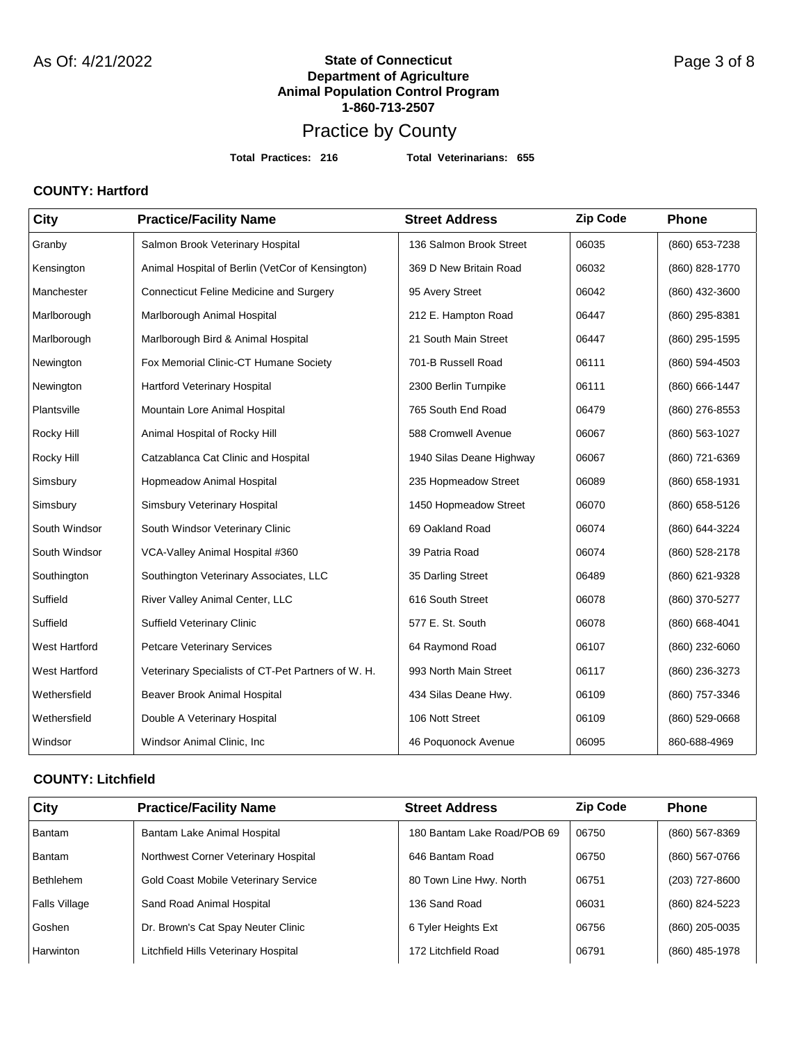**State of Connecticut**
**Department of Agriculture**
**Animal Population Control Program**
**1-860-713-2507**

# Practice by County

**Total Practices: 216** **Total Veterinarians: 655**

### COUNTY: Hartford

| City | Practice/Facility Name | Street Address | Zip Code | Phone |
|---|---|---|---|---|
| Granby | Salmon Brook Veterinary Hospital | 136 Salmon Brook Street | 06035 | (860) 653-7238 |
| Kensington | Animal Hospital of Berlin (VetCor of Kensington) | 369 D New Britain Road | 06032 | (860) 828-1770 |
| Manchester | Connecticut Feline Medicine and Surgery | 95 Avery Street | 06042 | (860) 432-3600 |
| Marlborough | Marlborough Animal Hospital | 212 E. Hampton Road | 06447 | (860) 295-8381 |
| Marlborough | Marlborough Bird & Animal Hospital | 21 South Main Street | 06447 | (860) 295-1595 |
| Newington | Fox Memorial Clinic-CT Humane Society | 701-B Russell Road | 06111 | (860) 594-4503 |
| Newington | Hartford Veterinary Hospital | 2300 Berlin Turnpike | 06111 | (860) 666-1447 |
| Plantsville | Mountain Lore Animal Hospital | 765 South End Road | 06479 | (860) 276-8553 |
| Rocky Hill | Animal Hospital of Rocky Hill | 588 Cromwell Avenue | 06067 | (860) 563-1027 |
| Rocky Hill | Catzablanca Cat Clinic and Hospital | 1940 Silas Deane Highway | 06067 | (860) 721-6369 |
| Simsbury | Hopmeadow Animal Hospital | 235 Hopmeadow Street | 06089 | (860) 658-1931 |
| Simsbury | Simsbury Veterinary Hospital | 1450 Hopmeadow Street | 06070 | (860) 658-5126 |
| South Windsor | South Windsor Veterinary Clinic | 69 Oakland Road | 06074 | (860) 644-3224 |
| South Windsor | VCA-Valley Animal Hospital #360 | 39 Patria Road | 06074 | (860) 528-2178 |
| Southington | Southington Veterinary Associates, LLC | 35 Darling Street | 06489 | (860) 621-9328 |
| Suffield | River Valley Animal Center, LLC | 616 South Street | 06078 | (860) 370-5277 |
| Suffield | Suffield Veterinary Clinic | 577 E. St. South | 06078 | (860) 668-4041 |
| West Hartford | Petcare Veterinary Services | 64 Raymond Road | 06107 | (860) 232-6060 |
| West Hartford | Veterinary Specialists of CT-Pet Partners of W. H. | 993 North Main Street | 06117 | (860) 236-3273 |
| Wethersfield | Beaver Brook Animal Hospital | 434 Silas Deane Hwy. | 06109 | (860) 757-3346 |
| Wethersfield | Double A Veterinary Hospital | 106 Nott Street | 06109 | (860) 529-0668 |
| Windsor | Windsor Animal Clinic, Inc | 46 Poquonock Avenue | 06095 | 860-688-4969 |

### COUNTY: Litchfield

| City | Practice/Facility Name | Street Address | Zip Code | Phone |
|---|---|---|---|---|
| Bantam | Bantam Lake Animal Hospital | 180 Bantam Lake Road/POB 69 | 06750 | (860) 567-8369 |
| Bantam | Northwest Corner Veterinary Hospital | 646 Bantam Road | 06750 | (860) 567-0766 |
| Bethlehem | Gold Coast Mobile Veterinary Service | 80 Town Line Hwy. North | 06751 | (203) 727-8600 |
| Falls Village | Sand Road Animal Hospital | 136 Sand Road | 06031 | (860) 824-5223 |
| Goshen | Dr. Brown's Cat Spay Neuter Clinic | 6 Tyler Heights Ext | 06756 | (860) 205-0035 |
| Harwinton | Litchfield Hills Veterinary Hospital | 172 Litchfield Road | 06791 | (860) 485-1978 |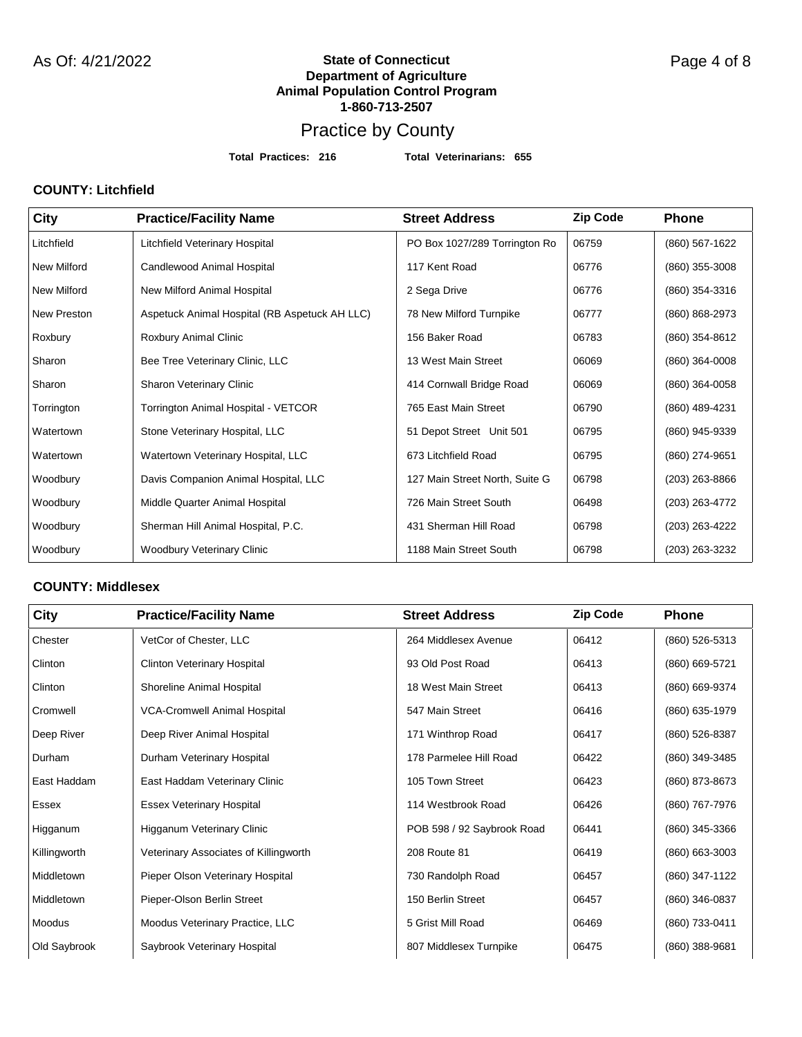**State of Connecticut**
**Department of Agriculture**
**Animal Population Control Program**
**1-860-713-2507**

# Practice by County

**Total Practices: 216** **Total Veterinarians: 655**

### COUNTY: Litchfield

| City | Practice/Facility Name | Street Address | Zip Code | Phone |
|---|---|---|---|---|
| Litchfield | Litchfield Veterinary Hospital | PO Box 1027/289 Torrington Ro | 06759 | (860) 567-1622 |
| New Milford | Candlewood Animal Hospital | 117 Kent Road | 06776 | (860) 355-3008 |
| New Milford | New Milford Animal Hospital | 2 Sega Drive | 06776 | (860) 354-3316 |
| New Preston | Aspetuck Animal Hospital (RB Aspetuck AH LLC) | 78 New Milford Turnpike | 06777 | (860) 868-2973 |
| Roxbury | Roxbury Animal Clinic | 156 Baker Road | 06783 | (860) 354-8612 |
| Sharon | Bee Tree Veterinary Clinic, LLC | 13 West Main Street | 06069 | (860) 364-0008 |
| Sharon | Sharon Veterinary Clinic | 414 Cornwall Bridge Road | 06069 | (860) 364-0058 |
| Torrington | Torrington Animal Hospital - VETCOR | 765 East Main Street | 06790 | (860) 489-4231 |
| Watertown | Stone Veterinary Hospital, LLC | 51 Depot Street Unit 501 | 06795 | (860) 945-9339 |
| Watertown | Watertown Veterinary Hospital, LLC | 673 Litchfield Road | 06795 | (860) 274-9651 |
| Woodbury | Davis Companion Animal Hospital, LLC | 127 Main Street North, Suite G | 06798 | (203) 263-8866 |
| Woodbury | Middle Quarter Animal Hospital | 726 Main Street South | 06498 | (203) 263-4772 |
| Woodbury | Sherman Hill Animal Hospital, P.C. | 431 Sherman Hill Road | 06798 | (203) 263-4222 |
| Woodbury | Woodbury Veterinary Clinic | 1188 Main Street South | 06798 | (203) 263-3232 |

### COUNTY: Middlesex

| City | Practice/Facility Name | Street Address | Zip Code | Phone |
|---|---|---|---|---|
| Chester | VetCor of Chester, LLC | 264 Middlesex Avenue | 06412 | (860) 526-5313 |
| Clinton | Clinton Veterinary Hospital | 93 Old Post Road | 06413 | (860) 669-5721 |
| Clinton | Shoreline Animal Hospital | 18 West Main Street | 06413 | (860) 669-9374 |
| Cromwell | VCA-Cromwell Animal Hospital | 547 Main Street | 06416 | (860) 635-1979 |
| Deep River | Deep River Animal Hospital | 171 Winthrop Road | 06417 | (860) 526-8387 |
| Durham | Durham Veterinary Hospital | 178 Parmelee Hill Road | 06422 | (860) 349-3485 |
| East Haddam | East Haddam Veterinary Clinic | 105 Town Street | 06423 | (860) 873-8673 |
| Essex | Essex Veterinary Hospital | 114 Westbrook Road | 06426 | (860) 767-7976 |
| Higganum | Higganum Veterinary Clinic | POB 598 / 92 Saybrook Road | 06441 | (860) 345-3366 |
| Killingworth | Veterinary Associates of Killingworth | 208 Route 81 | 06419 | (860) 663-3003 |
| Middletown | Pieper Olson Veterinary Hospital | 730 Randolph Road | 06457 | (860) 347-1122 |
| Middletown | Pieper-Olson Berlin Street | 150 Berlin Street | 06457 | (860) 346-0837 |
| Moodus | Moodus Veterinary Practice, LLC | 5 Grist Mill Road | 06469 | (860) 733-0411 |
| Old Saybrook | Saybrook Veterinary Hospital | 807 Middlesex Turnpike | 06475 | (860) 388-9681 |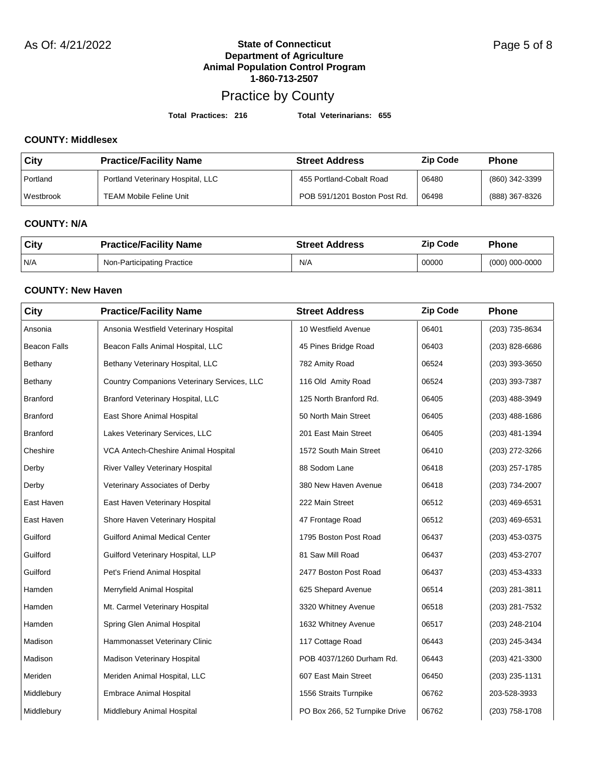**State of Connecticut**
**Department of Agriculture**
**Animal Population Control Program**
**1-860-713-2507**

# Practice by County

**Total Practices: 216** **Total Veterinarians: 655**

### COUNTY: Middlesex

| City | Practice/Facility Name | Street Address | Zip Code | Phone |
|---|---|---|---|---|
| Portland | Portland Veterinary Hospital, LLC | 455 Portland-Cobalt Road | 06480 | (860) 342-3399 |
| Westbrook | TEAM Mobile Feline Unit | POB 591/1201 Boston Post Rd. | 06498 | (888) 367-8326 |

### COUNTY: N/A

| City | Practice/Facility Name | Street Address | Zip Code | Phone |
|---|---|---|---|---|
| N/A | Non-Participating Practice | N/A | 00000 | (000) 000-0000 |

### COUNTY: New Haven

| City | Practice/Facility Name | Street Address | Zip Code | Phone |
|---|---|---|---|---|
| Ansonia | Ansonia Westfield Veterinary Hospital | 10 Westfield Avenue | 06401 | (203) 735-8634 |
| Beacon Falls | Beacon Falls Animal Hospital, LLC | 45 Pines Bridge Road | 06403 | (203) 828-6686 |
| Bethany | Bethany Veterinary Hospital, LLC | 782 Amity Road | 06524 | (203) 393-3650 |
| Bethany | Country Companions Veterinary Services, LLC | 116 Old Amity Road | 06524 | (203) 393-7387 |
| Branford | Branford Veterinary Hospital, LLC | 125 North Branford Rd. | 06405 | (203) 488-3949 |
| Branford | East Shore Animal Hospital | 50 North Main Street | 06405 | (203) 488-1686 |
| Branford | Lakes Veterinary Services, LLC | 201 East Main Street | 06405 | (203) 481-1394 |
| Cheshire | VCA Antech-Cheshire Animal Hospital | 1572 South Main Street | 06410 | (203) 272-3266 |
| Derby | River Valley Veterinary Hospital | 88 Sodom Lane | 06418 | (203) 257-1785 |
| Derby | Veterinary Associates of Derby | 380 New Haven Avenue | 06418 | (203) 734-2007 |
| East Haven | East Haven Veterinary Hospital | 222 Main Street | 06512 | (203) 469-6531 |
| East Haven | Shore Haven Veterinary Hospital | 47 Frontage Road | 06512 | (203) 469-6531 |
| Guilford | Guilford Animal Medical Center | 1795 Boston Post Road | 06437 | (203) 453-0375 |
| Guilford | Guilford Veterinary Hospital, LLP | 81 Saw Mill Road | 06437 | (203) 453-2707 |
| Guilford | Pet's Friend Animal Hospital | 2477 Boston Post Road | 06437 | (203) 453-4333 |
| Hamden | Merryfield Animal Hospital | 625 Shepard Avenue | 06514 | (203) 281-3811 |
| Hamden | Mt. Carmel Veterinary Hospital | 3320 Whitney Avenue | 06518 | (203) 281-7532 |
| Hamden | Spring Glen Animal Hospital | 1632 Whitney Avenue | 06517 | (203) 248-2104 |
| Madison | Hammonasset Veterinary Clinic | 117 Cottage Road | 06443 | (203) 245-3434 |
| Madison | Madison Veterinary Hospital | POB 4037/1260 Durham Rd. | 06443 | (203) 421-3300 |
| Meriden | Meriden Animal Hospital, LLC | 607 East Main Street | 06450 | (203) 235-1131 |
| Middlebury | Embrace Animal Hospital | 1556 Straits Turnpike | 06762 | 203-528-3933 |
| Middlebury | Middlebury Animal Hospital | PO Box 266, 52 Turnpike Drive | 06762 | (203) 758-1708 |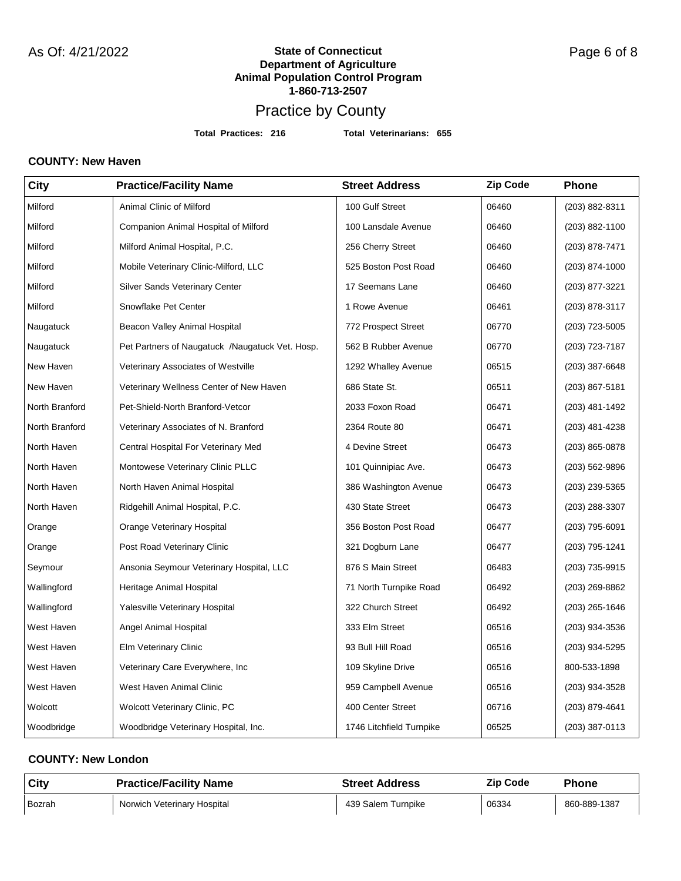**State of Connecticut**
**Department of Agriculture**
**Animal Population Control Program**
**1-860-713-2507**

# Practice by County

**Total Practices: 216** **Total Veterinarians: 655**

### COUNTY: New Haven

| City | Practice/Facility Name | Street Address | Zip Code | Phone |
|---|---|---|---|---|
| Milford | Animal Clinic of Milford | 100 Gulf Street | 06460 | (203) 882-8311 |
| Milford | Companion Animal Hospital of Milford | 100 Lansdale Avenue | 06460 | (203) 882-1100 |
| Milford | Milford Animal Hospital, P.C. | 256 Cherry Street | 06460 | (203) 878-7471 |
| Milford | Mobile Veterinary Clinic-Milford, LLC | 525 Boston Post Road | 06460 | (203) 874-1000 |
| Milford | Silver Sands Veterinary Center | 17 Seemans Lane | 06460 | (203) 877-3221 |
| Milford | Snowflake Pet Center | 1 Rowe Avenue | 06461 | (203) 878-3117 |
| Naugatuck | Beacon Valley Animal Hospital | 772 Prospect Street | 06770 | (203) 723-5005 |
| Naugatuck | Pet Partners of Naugatuck /Naugatuck Vet. Hosp. | 562 B Rubber Avenue | 06770 | (203) 723-7187 |
| New Haven | Veterinary Associates of Westville | 1292 Whalley Avenue | 06515 | (203) 387-6648 |
| New Haven | Veterinary Wellness Center of New Haven | 686 State St. | 06511 | (203) 867-5181 |
| North Branford | Pet-Shield-North Branford-Vetcor | 2033 Foxon Road | 06471 | (203) 481-1492 |
| North Branford | Veterinary Associates of N. Branford | 2364 Route 80 | 06471 | (203) 481-4238 |
| North Haven | Central Hospital For Veterinary Med | 4 Devine Street | 06473 | (203) 865-0878 |
| North Haven | Montowese Veterinary Clinic PLLC | 101 Quinnipiac Ave. | 06473 | (203) 562-9896 |
| North Haven | North Haven Animal Hospital | 386 Washington Avenue | 06473 | (203) 239-5365 |
| North Haven | Ridgehill Animal Hospital, P.C. | 430 State Street | 06473 | (203) 288-3307 |
| Orange | Orange Veterinary Hospital | 356 Boston Post Road | 06477 | (203) 795-6091 |
| Orange | Post Road Veterinary Clinic | 321 Dogburn Lane | 06477 | (203) 795-1241 |
| Seymour | Ansonia Seymour Veterinary Hospital, LLC | 876 S Main Street | 06483 | (203) 735-9915 |
| Wallingford | Heritage Animal Hospital | 71 North Turnpike Road | 06492 | (203) 269-8862 |
| Wallingford | Yalesville Veterinary Hospital | 322 Church Street | 06492 | (203) 265-1646 |
| West Haven | Angel Animal Hospital | 333 Elm Street | 06516 | (203) 934-3536 |
| West Haven | Elm Veterinary Clinic | 93 Bull Hill Road | 06516 | (203) 934-5295 |
| West Haven | Veterinary Care Everywhere, Inc | 109 Skyline Drive | 06516 | 800-533-1898 |
| West Haven | West Haven Animal Clinic | 959 Campbell Avenue | 06516 | (203) 934-3528 |
| Wolcott | Wolcott Veterinary Clinic, PC | 400 Center Street | 06716 | (203) 879-4641 |
| Woodbridge | Woodbridge Veterinary Hospital, Inc. | 1746 Litchfield Turnpike | 06525 | (203) 387-0113 |

### COUNTY: New London

| City | Practice/Facility Name | Street Address | Zip Code | Phone |
|---|---|---|---|---|
| Bozrah | Norwich Veterinary Hospital | 439 Salem Turnpike | 06334 | 860-889-1387 |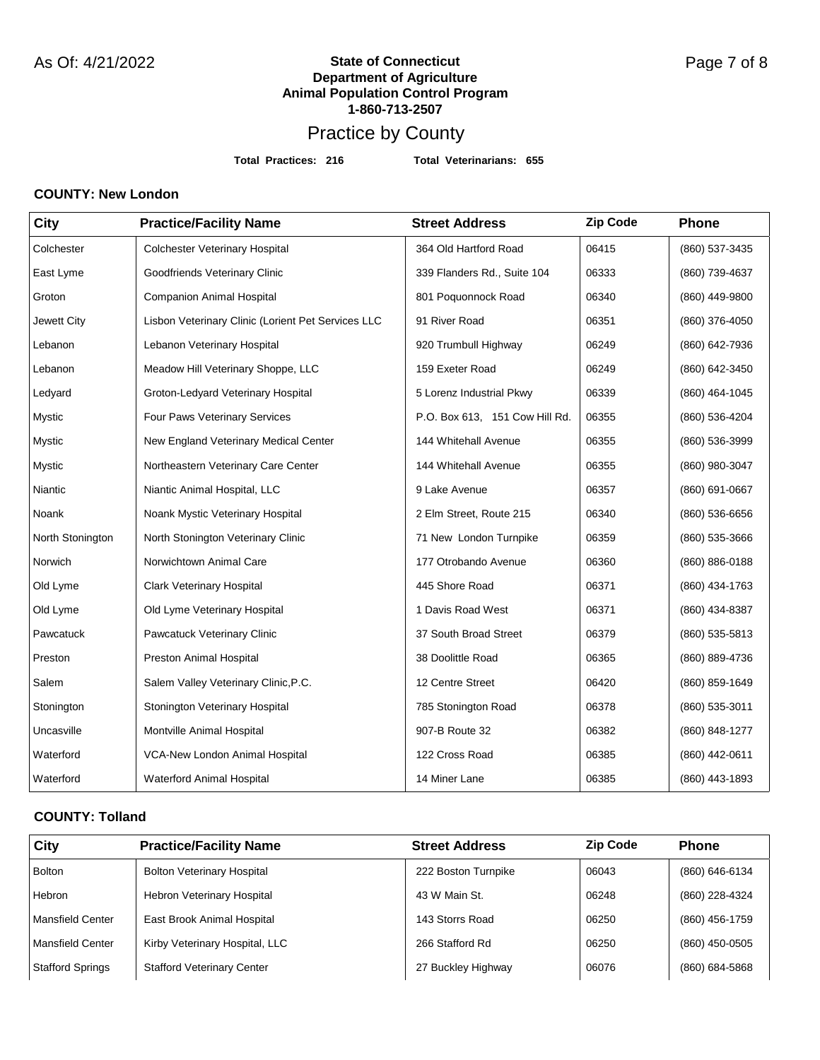**State of Connecticut**
**Department of Agriculture**
**Animal Population Control Program**
**1-860-713-2507**

# Practice by County

**Total Practices: 216** **Total Veterinarians: 655**

### COUNTY: New London

| City | Practice/Facility Name | Street Address | Zip Code | Phone |
|---|---|---|---|---|
| Colchester | Colchester Veterinary Hospital | 364 Old Hartford Road | 06415 | (860) 537-3435 |
| East Lyme | Goodfriends Veterinary Clinic | 339 Flanders Rd., Suite 104 | 06333 | (860) 739-4637 |
| Groton | Companion Animal Hospital | 801 Poquonnock Road | 06340 | (860) 449-9800 |
| Jewett City | Lisbon Veterinary Clinic (Lorient Pet Services LLC | 91 River Road | 06351 | (860) 376-4050 |
| Lebanon | Lebanon Veterinary Hospital | 920 Trumbull Highway | 06249 | (860) 642-7936 |
| Lebanon | Meadow Hill Veterinary Shoppe, LLC | 159 Exeter Road | 06249 | (860) 642-3450 |
| Ledyard | Groton-Ledyard Veterinary Hospital | 5 Lorenz Industrial Pkwy | 06339 | (860) 464-1045 |
| Mystic | Four Paws Veterinary Services | P.O. Box 613, 151 Cow Hill Rd. | 06355 | (860) 536-4204 |
| Mystic | New England Veterinary Medical Center | 144 Whitehall Avenue | 06355 | (860) 536-3999 |
| Mystic | Northeastern Veterinary Care Center | 144 Whitehall Avenue | 06355 | (860) 980-3047 |
| Niantic | Niantic Animal Hospital, LLC | 9 Lake Avenue | 06357 | (860) 691-0667 |
| Noank | Noank Mystic Veterinary Hospital | 2 Elm Street, Route 215 | 06340 | (860) 536-6656 |
| North Stonington | North Stonington Veterinary Clinic | 71 New London Turnpike | 06359 | (860) 535-3666 |
| Norwich | Norwichtown Animal Care | 177 Otrobando Avenue | 06360 | (860) 886-0188 |
| Old Lyme | Clark Veterinary Hospital | 445 Shore Road | 06371 | (860) 434-1763 |
| Old Lyme | Old Lyme Veterinary Hospital | 1 Davis Road West | 06371 | (860) 434-8387 |
| Pawcatuck | Pawcatuck Veterinary Clinic | 37 South Broad Street | 06379 | (860) 535-5813 |
| Preston | Preston Animal Hospital | 38 Doolittle Road | 06365 | (860) 889-4736 |
| Salem | Salem Valley Veterinary Clinic,P.C. | 12 Centre Street | 06420 | (860) 859-1649 |
| Stonington | Stonington Veterinary Hospital | 785 Stonington Road | 06378 | (860) 535-3011 |
| Uncasville | Montville Animal Hospital | 907-B Route 32 | 06382 | (860) 848-1277 |
| Waterford | VCA-New London Animal Hospital | 122 Cross Road | 06385 | (860) 442-0611 |
| Waterford | Waterford Animal Hospital | 14 Miner Lane | 06385 | (860) 443-1893 |

### COUNTY: Tolland

| City | Practice/Facility Name | Street Address | Zip Code | Phone |
|---|---|---|---|---|
| Bolton | Bolton Veterinary Hospital | 222 Boston Turnpike | 06043 | (860) 646-6134 |
| Hebron | Hebron Veterinary Hospital | 43 W Main St. | 06248 | (860) 228-4324 |
| Mansfield Center | East Brook Animal Hospital | 143 Storrs Road | 06250 | (860) 456-1759 |
| Mansfield Center | Kirby Veterinary Hospital, LLC | 266 Stafford Rd | 06250 | (860) 450-0505 |
| Stafford Springs | Stafford Veterinary Center | 27 Buckley Highway | 06076 | (860) 684-5868 |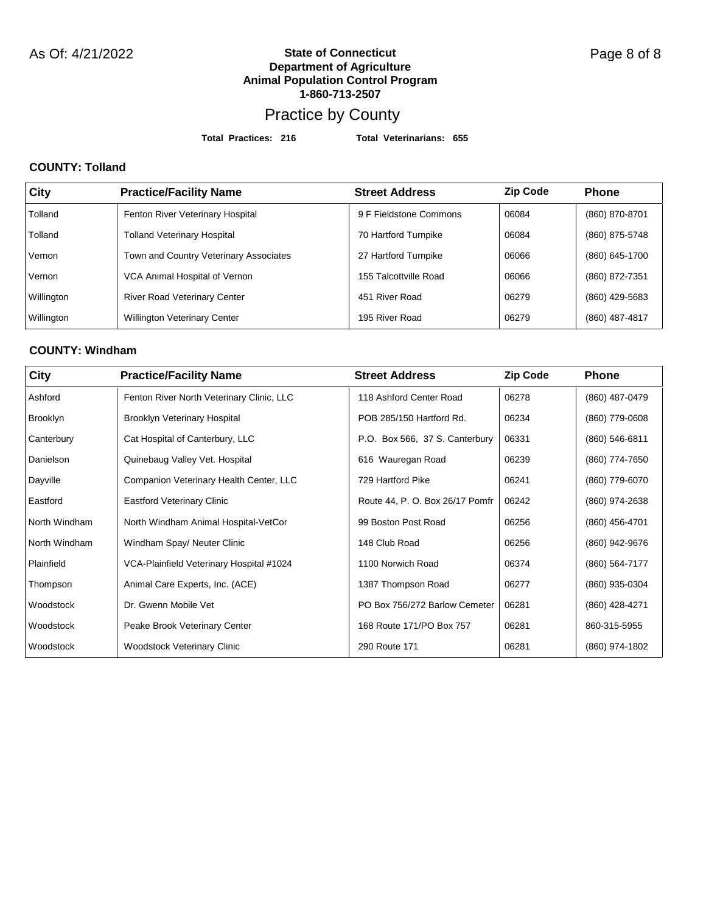**State of Connecticut**
**Department of Agriculture**
**Animal Population Control Program**
**1-860-713-2507**

# Practice by County

**Total Practices: 216** **Total Veterinarians: 655**

### COUNTY: Tolland

| City | Practice/Facility Name | Street Address | Zip Code | Phone |
|---|---|---|---|---|
| Tolland | Fenton River Veterinary Hospital | 9 F Fieldstone Commons | 06084 | (860) 870-8701 |
| Tolland | Tolland Veterinary Hospital | 70 Hartford Turnpike | 06084 | (860) 875-5748 |
| Vernon | Town and Country Veterinary Associates | 27 Hartford Turnpike | 06066 | (860) 645-1700 |
| Vernon | VCA Animal Hospital of Vernon | 155 Talcottville Road | 06066 | (860) 872-7351 |
| Willington | River Road Veterinary Center | 451 River Road | 06279 | (860) 429-5683 |
| Willington | Willington Veterinary Center | 195 River Road | 06279 | (860) 487-4817 |

### COUNTY: Windham

| City | Practice/Facility Name | Street Address | Zip Code | Phone |
|---|---|---|---|---|
| Ashford | Fenton River North Veterinary Clinic, LLC | 118 Ashford Center Road | 06278 | (860) 487-0479 |
| Brooklyn | Brooklyn Veterinary Hospital | POB 285/150 Hartford Rd. | 06234 | (860) 779-0608 |
| Canterbury | Cat Hospital of Canterbury, LLC | P.O. Box 566, 37 S. Canterbury | 06331 | (860) 546-6811 |
| Danielson | Quinebaug Valley Vet. Hospital | 616 Wauregan Road | 06239 | (860) 774-7650 |
| Dayville | Companion Veterinary Health Center, LLC | 729 Hartford Pike | 06241 | (860) 779-6070 |
| Eastford | Eastford Veterinary Clinic | Route 44, P. O. Box 26/17 Pomfr | 06242 | (860) 974-2638 |
| North Windham | North Windham Animal Hospital-VetCor | 99 Boston Post Road | 06256 | (860) 456-4701 |
| North Windham | Windham Spay/ Neuter Clinic | 148 Club Road | 06256 | (860) 942-9676 |
| Plainfield | VCA-Plainfield Veterinary Hospital #1024 | 1100 Norwich Road | 06374 | (860) 564-7177 |
| Thompson | Animal Care Experts, Inc. (ACE) | 1387 Thompson Road | 06277 | (860) 935-0304 |
| Woodstock | Dr. Gwenn Mobile Vet | PO Box 756/272 Barlow Cemeter | 06281 | (860) 428-4271 |
| Woodstock | Peake Brook Veterinary Center | 168 Route 171/PO Box 757 | 06281 | 860-315-5955 |
| Woodstock | Woodstock Veterinary Clinic | 290 Route 171 | 06281 | (860) 974-1802 |